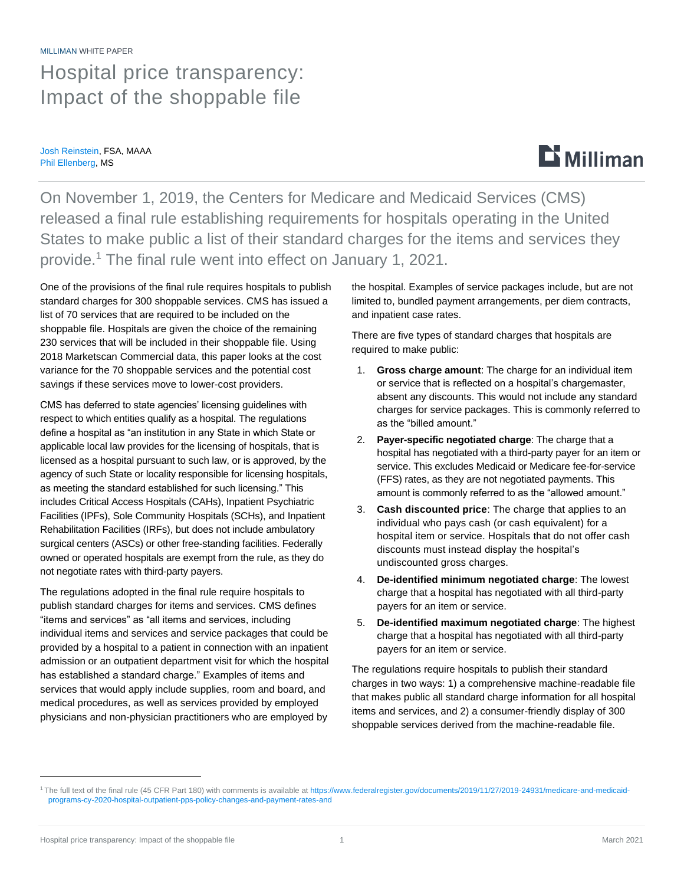MILLIMAN WHITE PAPER

# Hospital price transparency: Impact of the shoppable file

Josh Reinstein, FSA, MAAA
Phil Ellenberg, MS

On November 1, 2019, the Centers for Medicare and Medicaid Services (CMS) released a final rule establishing requirements for hospitals operating in the United States to make public a list of their standard charges for the items and services they provide.[1] The final rule went into effect on January 1, 2021.

One of the provisions of the final rule requires hospitals to publish standard charges for 300 shoppable services. CMS has issued a list of 70 services that are required to be included on the shoppable file. Hospitals are given the choice of the remaining 230 services that will be included in their shoppable file. Using 2018 Marketscan Commercial data, this paper looks at the cost variance for the 70 shoppable services and the potential cost savings if these services move to lower-cost providers.

CMS has deferred to state agencies' licensing guidelines with respect to which entities qualify as a hospital. The regulations define a hospital as "an institution in any State in which State or applicable local law provides for the licensing of hospitals, that is licensed as a hospital pursuant to such law, or is approved, by the agency of such State or locality responsible for licensing hospitals, as meeting the standard established for such licensing." This includes Critical Access Hospitals (CAHs), Inpatient Psychiatric Facilities (IPFs), Sole Community Hospitals (SCHs), and Inpatient Rehabilitation Facilities (IRFs), but does not include ambulatory surgical centers (ASCs) or other free-standing facilities. Federally owned or operated hospitals are exempt from the rule, as they do not negotiate rates with third-party payers.

The regulations adopted in the final rule require hospitals to publish standard charges for items and services. CMS defines "items and services" as "all items and services, including individual items and services and service packages that could be provided by a hospital to a patient in connection with an inpatient admission or an outpatient department visit for which the hospital has established a standard charge." Examples of items and services that would apply include supplies, room and board, and medical procedures, as well as services provided by employed physicians and non-physician practitioners who are employed by the hospital. Examples of service packages include, but are not limited to, bundled payment arrangements, per diem contracts, and inpatient case rates.

There are five types of standard charges that hospitals are required to make public:

1. **Gross charge amount**: The charge for an individual item or service that is reflected on a hospital's chargemaster, absent any discounts. This would not include any standard charges for service packages. This is commonly referred to as the "billed amount."
2. **Payer-specific negotiated charge**: The charge that a hospital has negotiated with a third-party payer for an item or service. This excludes Medicaid or Medicare fee-for-service (FFS) rates, as they are not negotiated payments. This amount is commonly referred to as the "allowed amount."
3. **Cash discounted price**: The charge that applies to an individual who pays cash (or cash equivalent) for a hospital item or service. Hospitals that do not offer cash discounts must instead display the hospital's undiscounted gross charges.
4. **De-identified minimum negotiated charge**: The lowest charge that a hospital has negotiated with all third-party payers for an item or service.
5. **De-identified maximum negotiated charge**: The highest charge that a hospital has negotiated with all third-party payers for an item or service.

The regulations require hospitals to publish their standard charges in two ways: 1) a comprehensive machine-readable file that makes public all standard charge information for all hospital items and services, and 2) a consumer-friendly display of 300 shoppable services derived from the machine-readable file.

[1] The full text of the final rule (45 CFR Part 180) with comments is available at https://www.federalregister.gov/documents/2019/11/27/2019-24931/medicare-and-medicaid-programs-cy-2020-hospital-outpatient-pps-policy-changes-and-payment-rates-and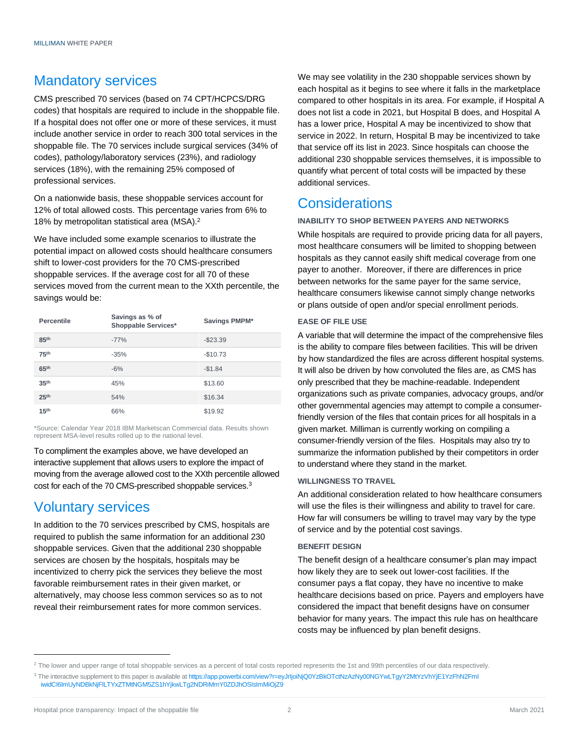## Mandatory services

CMS prescribed 70 services (based on 74 CPT/HCPCS/DRG codes) that hospitals are required to include in the shoppable file. If a hospital does not offer one or more of these services, it must include another service in order to reach 300 total services in the shoppable file. The 70 services include surgical services (34% of codes), pathology/laboratory services (23%), and radiology services (18%), with the remaining 25% composed of professional services.

On a nationwide basis, these shoppable services account for 12% of total allowed costs. This percentage varies from 6% to 18% by metropolitan statistical area (MSA).[2]

We have included some example scenarios to illustrate the potential impact on allowed costs should healthcare consumers shift to lower-cost providers for the 70 CMS-prescribed shoppable services. If the average cost for all 70 of these services moved from the current mean to the XXth percentile, the savings would be:

| Percentile | Savings as % of Shoppable Services* | Savings PMPM* |
|---|---|---|
| 85th | -77% | -$23.39 |
| 75th | -35% | -$10.73 |
| 65th | -6% | -$1.84 |
| 35th | 45% | $13.60 |
| 25th | 54% | $16.34 |
| 15th | 66% | $19.92 |

*Source: Calendar Year 2018 IBM Marketscan Commercial data. Results shown represent MSA-level results rolled up to the national level.

To compliment the examples above, we have developed an interactive supplement that allows users to explore the impact of moving from the average allowed cost to the XXth percentile allowed cost for each of the 70 CMS-prescribed shoppable services.[3]

## Voluntary services

In addition to the 70 services prescribed by CMS, hospitals are required to publish the same information for an additional 230 shoppable services. Given that the additional 230 shoppable services are chosen by the hospitals, hospitals may be incentivized to cherry pick the services they believe the most favorable reimbursement rates in their given market, or alternatively, may choose less common services so as to not reveal their reimbursement rates for more common services.

We may see volatility in the 230 shoppable services shown by each hospital as it begins to see where it falls in the marketplace compared to other hospitals in its area. For example, if Hospital A does not list a code in 2021, but Hospital B does, and Hospital A has a lower price, Hospital A may be incentivized to show that service in 2022. In return, Hospital B may be incentivized to take that service off its list in 2023. Since hospitals can choose the additional 230 shoppable services themselves, it is impossible to quantify what percent of total costs will be impacted by these additional services.

## Considerations

### INABILITY TO SHOP BETWEEN PAYERS AND NETWORKS

While hospitals are required to provide pricing data for all payers, most healthcare consumers will be limited to shopping between hospitals as they cannot easily shift medical coverage from one payer to another. Moreover, if there are differences in price between networks for the same payer for the same service, healthcare consumers likewise cannot simply change networks or plans outside of open and/or special enrollment periods.

### EASE OF FILE USE

A variable that will determine the impact of the comprehensive files is the ability to compare files between facilities. This will be driven by how standardized the files are across different hospital systems. It will also be driven by how convoluted the files are, as CMS has only prescribed that they be machine-readable. Independent organizations such as private companies, advocacy groups, and/or other governmental agencies may attempt to compile a consumer-friendly version of the files that contain prices for all hospitals in a given market. Milliman is currently working on compiling a consumer-friendly version of the files. Hospitals may also try to summarize the information published by their competitors in order to understand where they stand in the market.

### WILLINGNESS TO TRAVEL

An additional consideration related to how healthcare consumers will use the files is their willingness and ability to travel for care. How far will consumers be willing to travel may vary by the type of service and by the potential cost savings.

### BENEFIT DESIGN

The benefit design of a healthcare consumer's plan may impact how likely they are to seek out lower-cost facilities. If the consumer pays a flat copay, they have no incentive to make healthcare decisions based on price. Payers and employers have considered the impact that benefit designs have on consumer behavior for many years. The impact this rule has on healthcare costs may be influenced by plan benefit designs.

---

[2] The lower and upper range of total shoppable services as a percent of total costs reported represents the 1st and 99th percentiles of our data respectively.

[3] The interactive supplement to this paper is available at https://app.powerbi.com/view?r=eyJrIjoiNjQ0YzBkOTctNzAzNy00NGYwLTgyY2MtYzVhYjE1YzFhN2FmIiwidCI6ImUyNDBkNjFlLTYxZTMtNGM5ZS1hYjkwLTg2NDRiMmY0ZDJhOSIsImMiOjZ9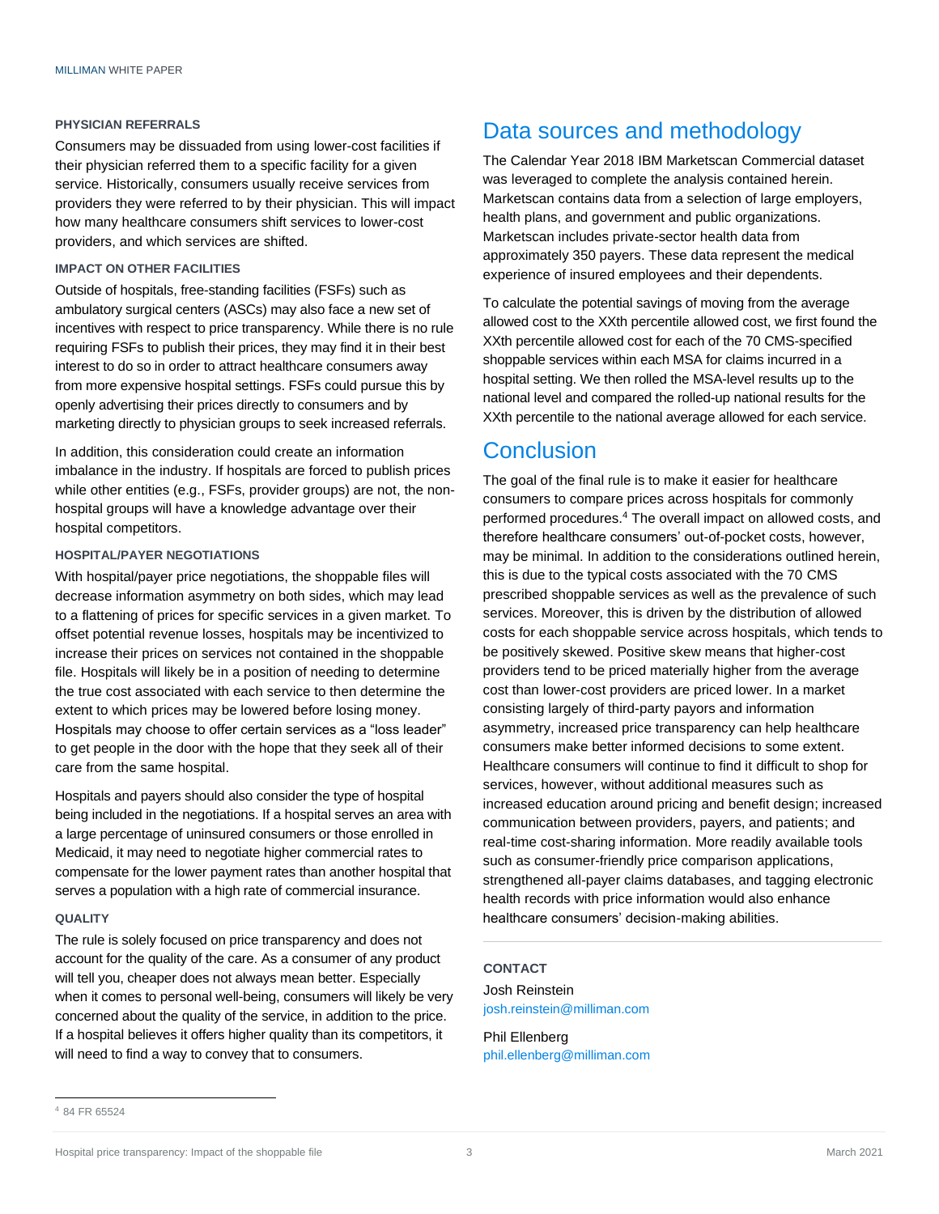#### PHYSICIAN REFERRALS

Consumers may be dissuaded from using lower-cost facilities if their physician referred them to a specific facility for a given service. Historically, consumers usually receive services from providers they were referred to by their physician. This will impact how many healthcare consumers shift services to lower-cost providers, and which services are shifted.

#### IMPACT ON OTHER FACILITIES

Outside of hospitals, free-standing facilities (FSFs) such as ambulatory surgical centers (ASCs) may also face a new set of incentives with respect to price transparency. While there is no rule requiring FSFs to publish their prices, they may find it in their best interest to do so in order to attract healthcare consumers away from more expensive hospital settings. FSFs could pursue this by openly advertising their prices directly to consumers and by marketing directly to physician groups to seek increased referrals.

In addition, this consideration could create an information imbalance in the industry. If hospitals are forced to publish prices while other entities (e.g., FSFs, provider groups) are not, the non-hospital groups will have a knowledge advantage over their hospital competitors.

#### HOSPITAL/PAYER NEGOTIATIONS

With hospital/payer price negotiations, the shoppable files will decrease information asymmetry on both sides, which may lead to a flattening of prices for specific services in a given market. To offset potential revenue losses, hospitals may be incentivized to increase their prices on services not contained in the shoppable file. Hospitals will likely be in a position of needing to determine the true cost associated with each service to then determine the extent to which prices may be lowered before losing money. Hospitals may choose to offer certain services as a "loss leader" to get people in the door with the hope that they seek all of their care from the same hospital.

Hospitals and payers should also consider the type of hospital being included in the negotiations. If a hospital serves an area with a large percentage of uninsured consumers or those enrolled in Medicaid, it may need to negotiate higher commercial rates to compensate for the lower payment rates than another hospital that serves a population with a high rate of commercial insurance.

#### QUALITY

The rule is solely focused on price transparency and does not account for the quality of the care. As a consumer of any product will tell you, cheaper does not always mean better. Especially when it comes to personal well-being, consumers will likely be very concerned about the quality of the service, in addition to the price. If a hospital believes it offers higher quality than its competitors, it will need to find a way to convey that to consumers.

## Data sources and methodology

The Calendar Year 2018 IBM Marketscan Commercial dataset was leveraged to complete the analysis contained herein. Marketscan contains data from a selection of large employers, health plans, and government and public organizations. Marketscan includes private-sector health data from approximately 350 payers. These data represent the medical experience of insured employees and their dependents.

To calculate the potential savings of moving from the average allowed cost to the XXth percentile allowed cost, we first found the XXth percentile allowed cost for each of the 70 CMS-specified shoppable services within each MSA for claims incurred in a hospital setting. We then rolled the MSA-level results up to the national level and compared the rolled-up national results for the XXth percentile to the national average allowed for each service.

## Conclusion

The goal of the final rule is to make it easier for healthcare consumers to compare prices across hospitals for commonly performed procedures.[4] The overall impact on allowed costs, and therefore healthcare consumers' out-of-pocket costs, however, may be minimal. In addition to the considerations outlined herein, this is due to the typical costs associated with the 70 CMS prescribed shoppable services as well as the prevalence of such services. Moreover, this is driven by the distribution of allowed costs for each shoppable service across hospitals, which tends to be positively skewed. Positive skew means that higher-cost providers tend to be priced materially higher from the average cost than lower-cost providers are priced lower. In a market consisting largely of third-party payors and information asymmetry, increased price transparency can help healthcare consumers make better informed decisions to some extent. Healthcare consumers will continue to find it difficult to shop for services, however, without additional measures such as increased education around pricing and benefit design; increased communication between providers, payers, and patients; and real-time cost-sharing information. More readily available tools such as consumer-friendly price comparison applications, strengthened all-payer claims databases, and tagging electronic health records with price information would also enhance healthcare consumers' decision-making abilities.

---

#### CONTACT

Josh Reinstein
josh.reinstein@milliman.com

Phil Ellenberg
phil.ellenberg@milliman.com

---

[4] 84 FR 65524